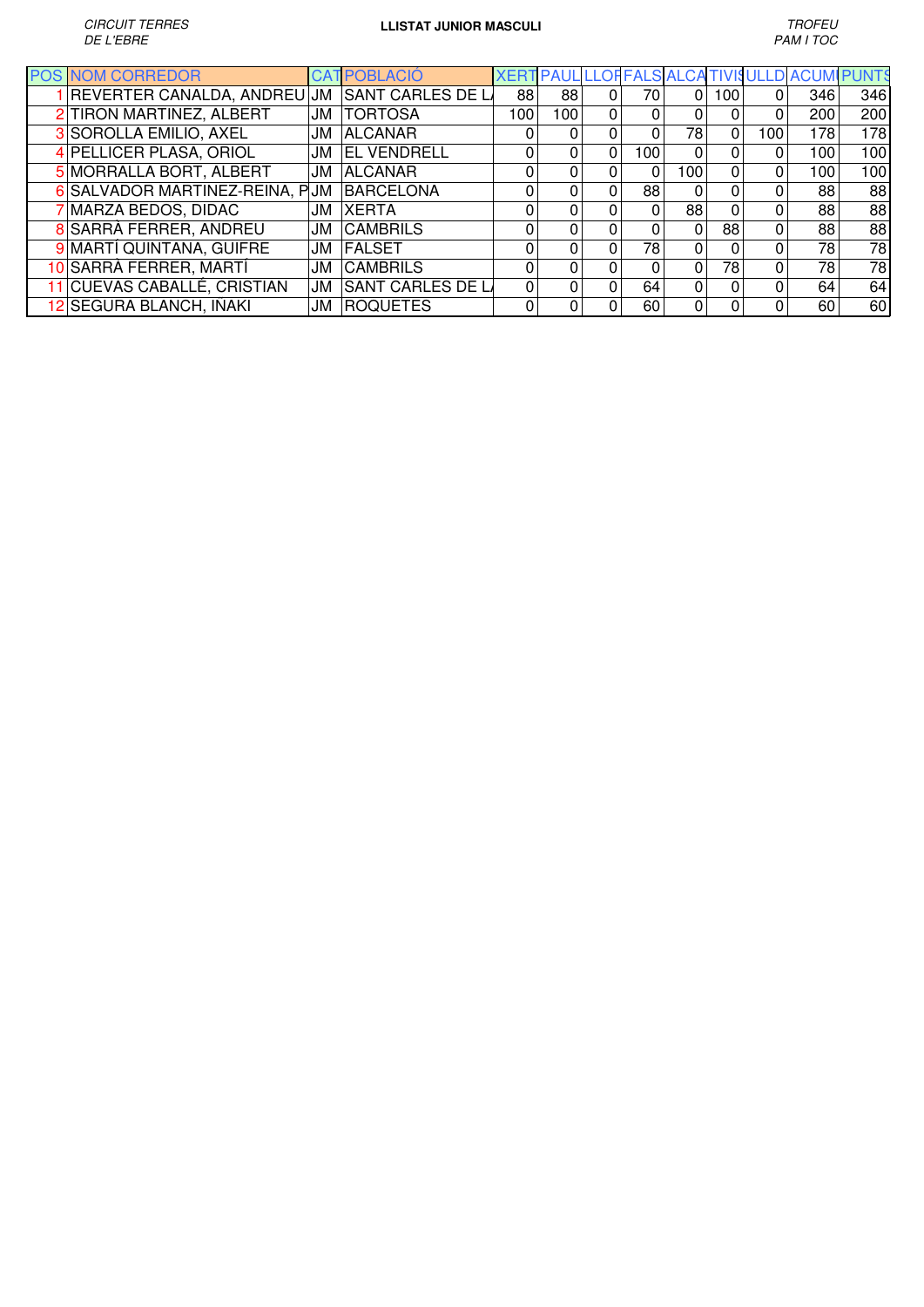*CIRCUIT TERRES DE L'EBRE*

**LLISTAT JUNIOR MASCULI**

*TROFEU PAM I TOC*

| POS | NOM CORREDOR | CAT | POBLACIÓ | XERT | PAUL | LLOF | FALS | ALCA | TIVIS | ULLD | ACUM | PUNTS |
|---|---|---|---|---|---|---|---|---|---|---|---|---|
| 1 | REVERTER CANALDA, ANDREU | JM | SANT CARLES DE LA | 88 | 88 | 0 | 70 | 0 | 100 | 0 | 346 | 346 |
| 2 | TIRON MARTINEZ, ALBERT | JM | TORTOSA | 100 | 100 | 0 | 0 | 0 | 0 | 0 | 200 | 200 |
| 3 | SOROLLA EMILIO, AXEL | JM | ALCANAR | 0 | 0 | 0 | 0 | 78 | 0 | 100 | 178 | 178 |
| 4 | PELLICER PLASA, ORIOL | JM | EL VENDRELL | 0 | 0 | 0 | 100 | 0 | 0 | 0 | 100 | 100 |
| 5 | MORRALLA BORT, ALBERT | JM | ALCANAR | 0 | 0 | 0 | 0 | 100 | 0 | 0 | 100 | 100 |
| 6 | SALVADOR MARTINEZ-REINA, P | JM | BARCELONA | 0 | 0 | 0 | 88 | 0 | 0 | 0 | 88 | 88 |
| 7 | MARZA BEDOS, DIDAC | JM | XERTA | 0 | 0 | 0 | 0 | 88 | 0 | 0 | 88 | 88 |
| 8 | SARRÀ FERRER, ANDREU | JM | CAMBRILS | 0 | 0 | 0 | 0 | 0 | 88 | 0 | 88 | 88 |
| 9 | MARTÍ QUINTANA, GUIFRE | JM | FALSET | 0 | 0 | 0 | 78 | 0 | 0 | 0 | 78 | 78 |
| 10 | SARRÀ FERRER, MARTÍ | JM | CAMBRILS | 0 | 0 | 0 | 0 | 0 | 78 | 0 | 78 | 78 |
| 11 | CUEVAS CABALLÉ, CRISTIAN | JM | SANT CARLES DE LA | 0 | 0 | 0 | 64 | 0 | 0 | 0 | 64 | 64 |
| 12 | SEGURA BLANCH, IÑAKI | JM | ROQUETES | 0 | 0 | 0 | 60 | 0 | 0 | 0 | 60 | 60 |